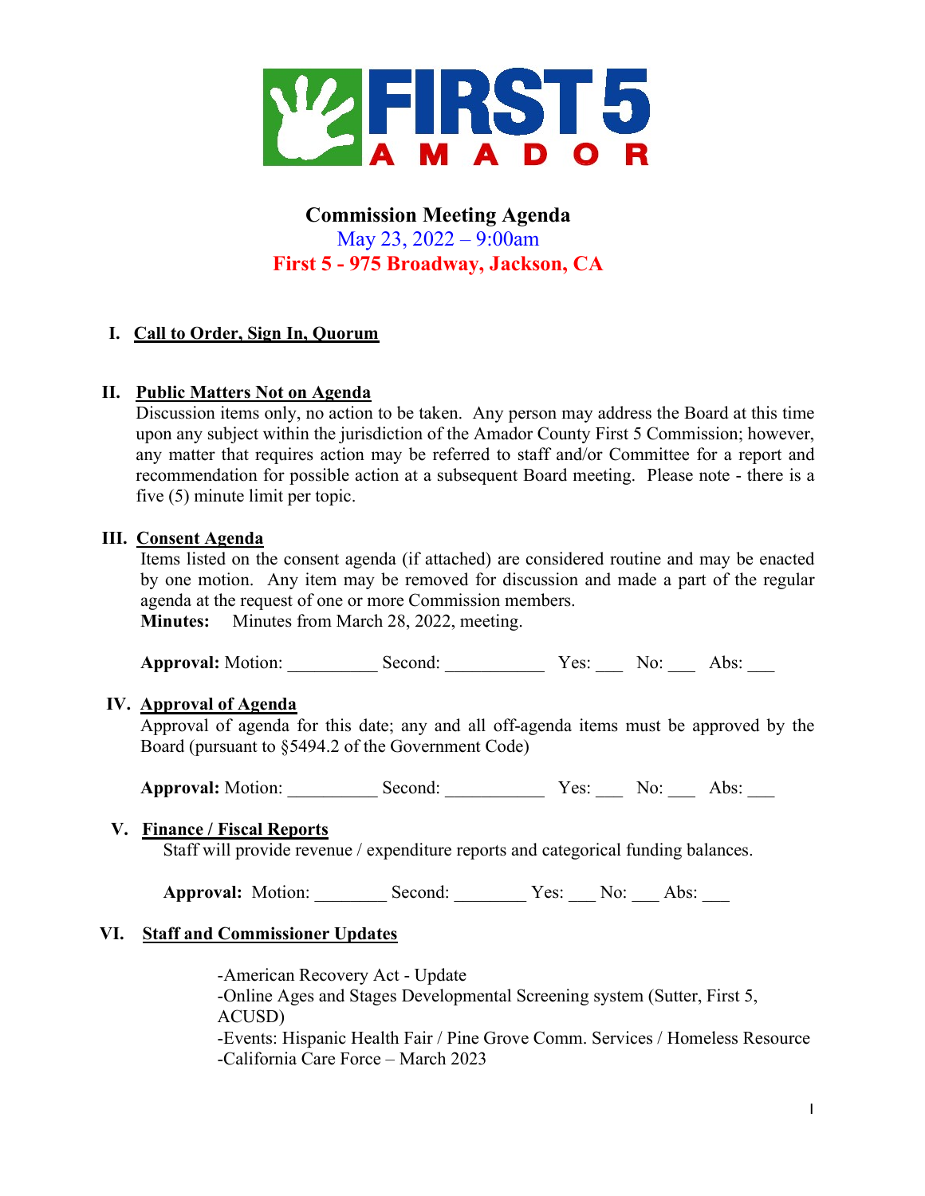FIRST 5 AMADOR

# Commission Meeting Agenda

May 23, 2022 – 9:00am

**First 5 - 975 Broadway, Jackson, CA**

## I. Call to Order, Sign In, Quorum

## II. Public Matters Not on Agenda

Discussion items only, no action to be taken. Any person may address the Board at this time upon any subject within the jurisdiction of the Amador County First 5 Commission; however, any matter that requires action may be referred to staff and/or Committee for a report and recommendation for possible action at a subsequent Board meeting. Please note - there is a five (5) minute limit per topic.

## III. Consent Agenda

Items listed on the consent agenda (if attached) are considered routine and may be enacted by one motion. Any item may be removed for discussion and made a part of the regular agenda at the request of one or more Commission members.

**Minutes:** Minutes from March 28, 2022, meeting.

**Approval:** Motion: __________ Second: ___________ Yes: ___ No: ___ Abs: ___

## IV. Approval of Agenda

Approval of agenda for this date; any and all off-agenda items must be approved by the Board (pursuant to §5494.2 of the Government Code)

**Approval:** Motion: __________ Second: ___________ Yes: ___ No: ___ Abs: ___

## V. Finance / Fiscal Reports

Staff will provide revenue / expenditure reports and categorical funding balances.

**Approval:** Motion: ________ Second: ________ Yes: ___ No: ___ Abs: ___

## VI. Staff and Commissioner Updates

-American Recovery Act - Update

-Online Ages and Stages Developmental Screening system (Sutter, First 5, ACUSD)

-Events: Hispanic Health Fair / Pine Grove Comm. Services / Homeless Resource

-California Care Force – March 2023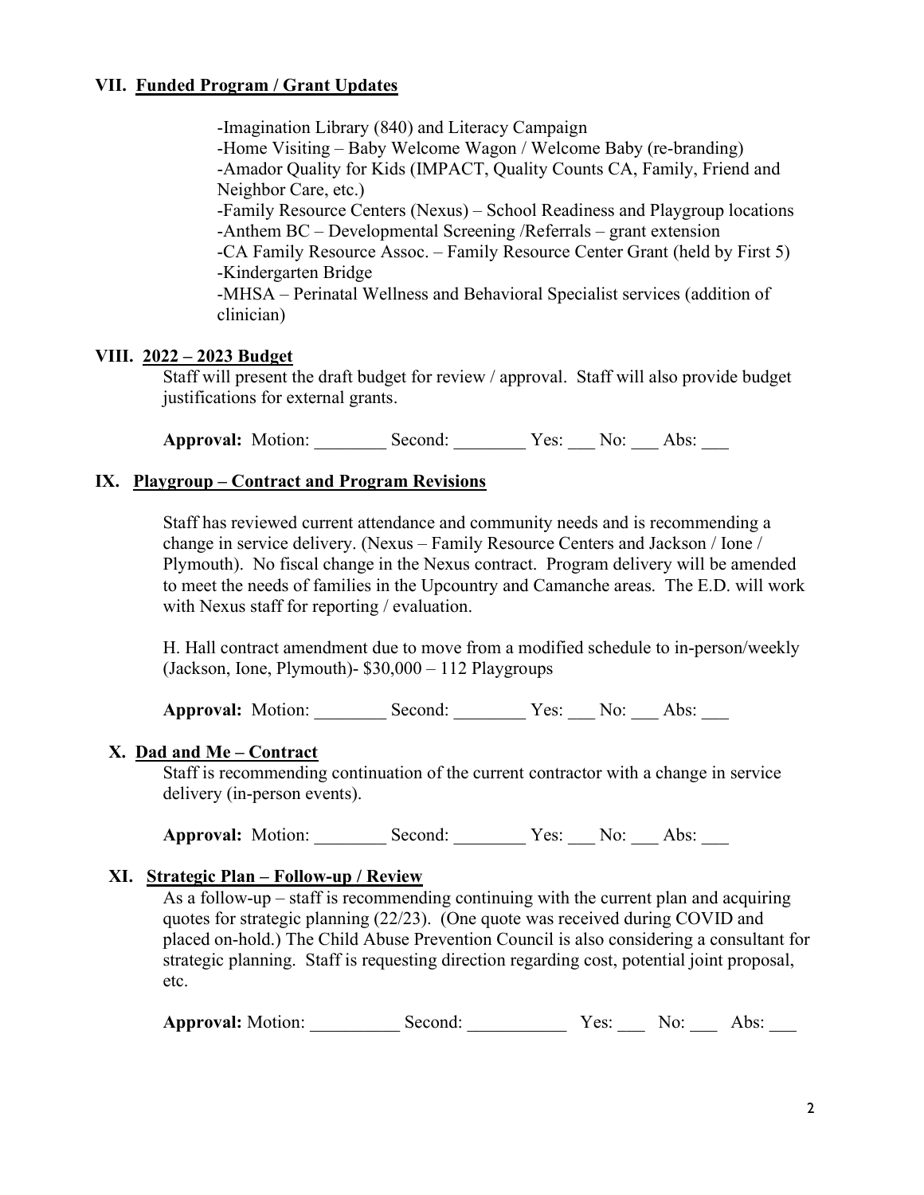## VII. Funded Program / Grant Updates

-Imagination Library (840) and Literacy Campaign
-Home Visiting – Baby Welcome Wagon / Welcome Baby (re-branding)
-Amador Quality for Kids (IMPACT, Quality Counts CA, Family, Friend and Neighbor Care, etc.)
-Family Resource Centers (Nexus) – School Readiness and Playgroup locations
-Anthem BC – Developmental Screening /Referrals – grant extension
-CA Family Resource Assoc. – Family Resource Center Grant (held by First 5)
-Kindergarten Bridge
-MHSA – Perinatal Wellness and Behavioral Specialist services (addition of clinician)

## VIII. 2022 – 2023 Budget

Staff will present the draft budget for review / approval. Staff will also provide budget justifications for external grants.

**Approval:** Motion: ________ Second: ________ Yes: ___ No: ___ Abs: ___

## IX. Playgroup – Contract and Program Revisions

Staff has reviewed current attendance and community needs and is recommending a change in service delivery. (Nexus – Family Resource Centers and Jackson / Ione / Plymouth). No fiscal change in the Nexus contract. Program delivery will be amended to meet the needs of families in the Upcountry and Camanche areas. The E.D. will work with Nexus staff for reporting / evaluation.

H. Hall contract amendment due to move from a modified schedule to in-person/weekly (Jackson, Ione, Plymouth)- $30,000 – 112 Playgroups

**Approval:** Motion: ________ Second: ________ Yes: ___ No: ___ Abs: ___

## X. Dad and Me – Contract

Staff is recommending continuation of the current contractor with a change in service delivery (in-person events).

**Approval:** Motion: ________ Second: ________ Yes: ___ No: ___ Abs: ___

## XI. Strategic Plan – Follow-up / Review

As a follow-up – staff is recommending continuing with the current plan and acquiring quotes for strategic planning (22/23). (One quote was received during COVID and placed on-hold.) The Child Abuse Prevention Council is also considering a consultant for strategic planning. Staff is requesting direction regarding cost, potential joint proposal, etc.

**Approval:** Motion: __________ Second: ___________ Yes: ___ No: ___ Abs: ___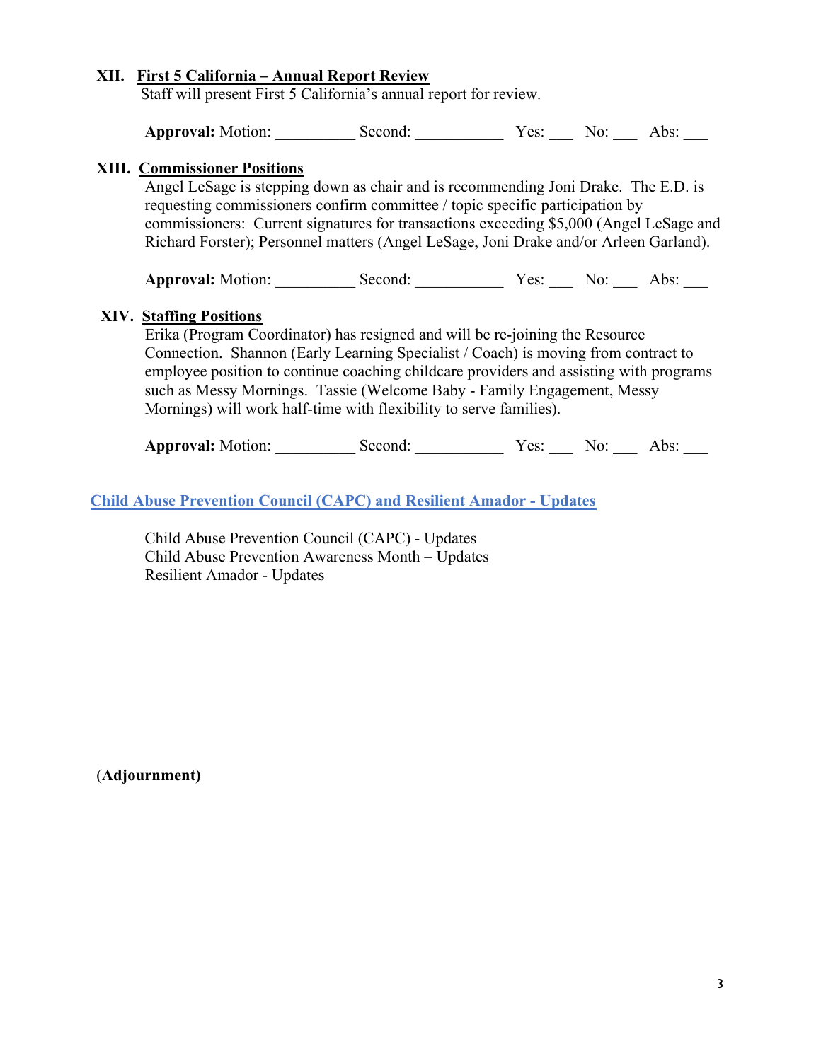### XII. First 5 California – Annual Report Review

Staff will present First 5 California's annual report for review.

**Approval:** Motion: __________ Second: ___________ Yes: ___ No: ___ Abs: ___

### XIII. Commissioner Positions

Angel LeSage is stepping down as chair and is recommending Joni Drake. The E.D. is requesting commissioners confirm committee / topic specific participation by commissioners: Current signatures for transactions exceeding $5,000 (Angel LeSage and Richard Forster); Personnel matters (Angel LeSage, Joni Drake and/or Arleen Garland).

**Approval:** Motion: __________ Second: ___________ Yes: ___ No: ___ Abs: ___

### XIV. Staffing Positions

Erika (Program Coordinator) has resigned and will be re-joining the Resource Connection. Shannon (Early Learning Specialist / Coach) is moving from contract to employee position to continue coaching childcare providers and assisting with programs such as Messy Mornings. Tassie (Welcome Baby - Family Engagement, Messy Mornings) will work half-time with flexibility to serve families).

**Approval:** Motion: __________ Second: ___________ Yes: ___ No: ___ Abs: ___

### Child Abuse Prevention Council (CAPC) and Resilient Amador - Updates

Child Abuse Prevention Council (CAPC) - Updates
Child Abuse Prevention Awareness Month – Updates
Resilient Amador - Updates

(**Adjournment)**